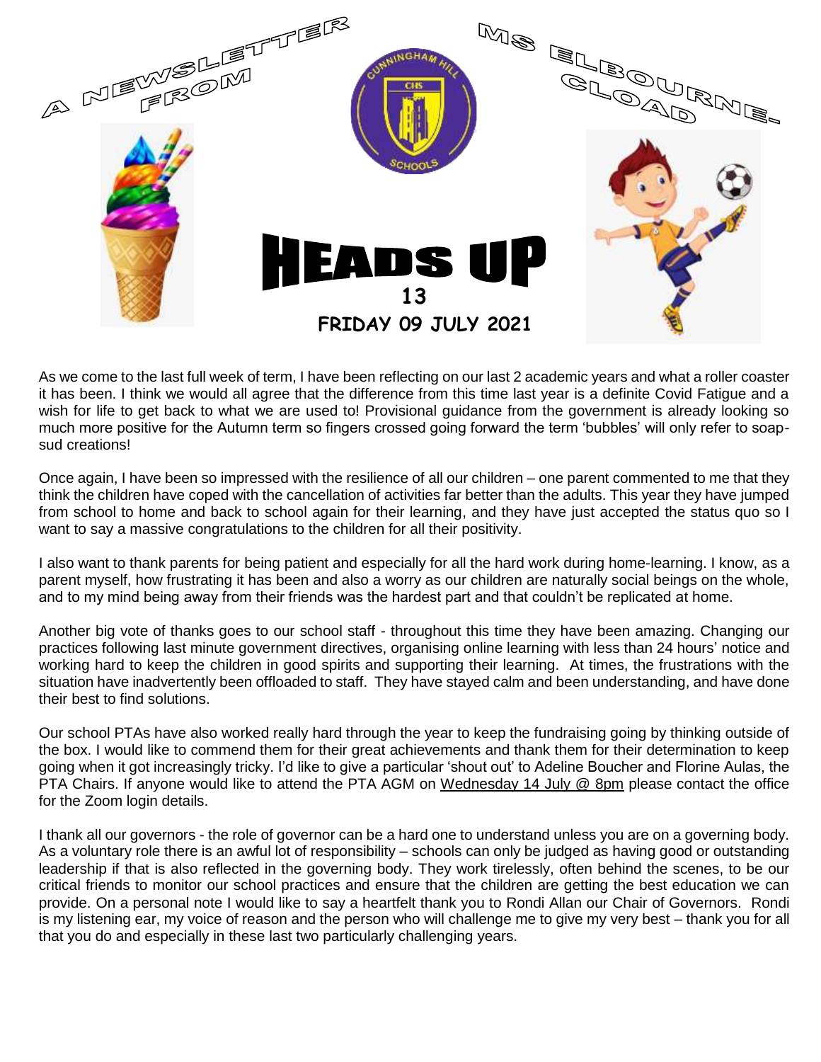A NEWSLETTER FROM MS ELBOURNE-CLOAD

# HEADS UP

**13**

**FRIDAY 09 JULY 2021**

As we come to the last full week of term, I have been reflecting on our last 2 academic years and what a roller coaster it has been. I think we would all agree that the difference from this time last year is a definite Covid Fatigue and a wish for life to get back to what we are used to! Provisional guidance from the government is already looking so much more positive for the Autumn term so fingers crossed going forward the term 'bubbles' will only refer to soap-sud creations!

Once again, I have been so impressed with the resilience of all our children – one parent commented to me that they think the children have coped with the cancellation of activities far better than the adults. This year they have jumped from school to home and back to school again for their learning, and they have just accepted the status quo so I want to say a massive congratulations to the children for all their positivity.

I also want to thank parents for being patient and especially for all the hard work during home-learning. I know, as a parent myself, how frustrating it has been and also a worry as our children are naturally social beings on the whole, and to my mind being away from their friends was the hardest part and that couldn't be replicated at home.

Another big vote of thanks goes to our school staff - throughout this time they have been amazing. Changing our practices following last minute government directives, organising online learning with less than 24 hours' notice and working hard to keep the children in good spirits and supporting their learning. At times, the frustrations with the situation have inadvertently been offloaded to staff. They have stayed calm and been understanding, and have done their best to find solutions.

Our school PTAs have also worked really hard through the year to keep the fundraising going by thinking outside of the box. I would like to commend them for their great achievements and thank them for their determination to keep going when it got increasingly tricky. I'd like to give a particular 'shout out' to Adeline Boucher and Florine Aulas, the PTA Chairs. If anyone would like to attend the PTA AGM on Wednesday 14 July @ 8pm please contact the office for the Zoom login details.

I thank all our governors - the role of governor can be a hard one to understand unless you are on a governing body. As a voluntary role there is an awful lot of responsibility – schools can only be judged as having good or outstanding leadership if that is also reflected in the governing body. They work tirelessly, often behind the scenes, to be our critical friends to monitor our school practices and ensure that the children are getting the best education we can provide. On a personal note I would like to say a heartfelt thank you to Rondi Allan our Chair of Governors. Rondi is my listening ear, my voice of reason and the person who will challenge me to give my very best – thank you for all that you do and especially in these last two particularly challenging years.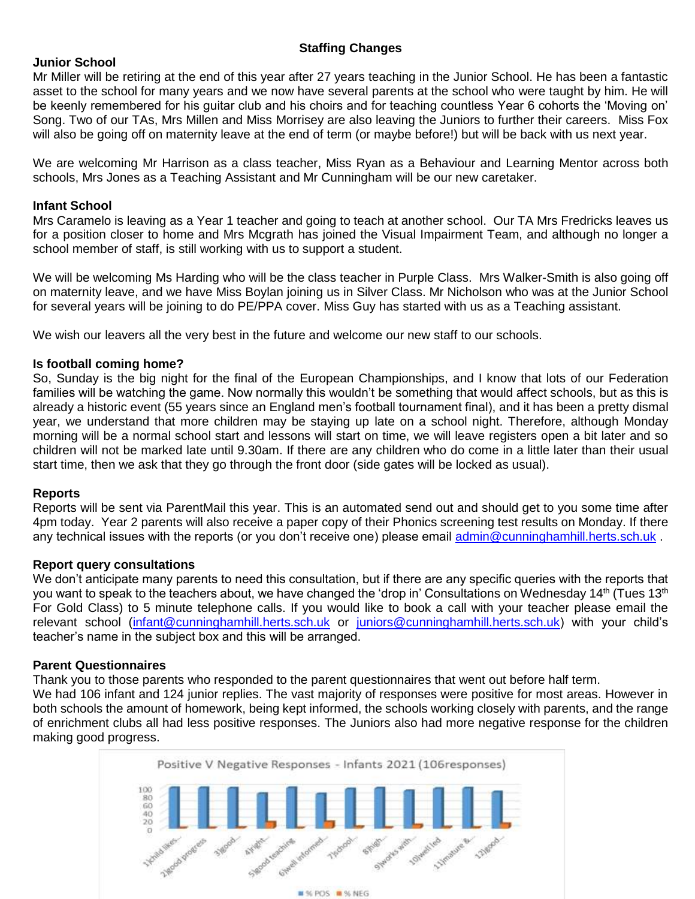## Staffing Changes

### Junior School

Mr Miller will be retiring at the end of this year after 27 years teaching in the Junior School. He has been a fantastic asset to the school for many years and we now have several parents at the school who were taught by him. He will be keenly remembered for his guitar club and his choirs and for teaching countless Year 6 cohorts the 'Moving on' Song. Two of our TAs, Mrs Millen and Miss Morrisey are also leaving the Juniors to further their careers. Miss Fox will also be going off on maternity leave at the end of term (or maybe before!) but will be back with us next year.

We are welcoming Mr Harrison as a class teacher, Miss Ryan as a Behaviour and Learning Mentor across both schools, Mrs Jones as a Teaching Assistant and Mr Cunningham will be our new caretaker.

### Infant School

Mrs Caramelo is leaving as a Year 1 teacher and going to teach at another school. Our TA Mrs Fredricks leaves us for a position closer to home and Mrs Mcgrath has joined the Visual Impairment Team, and although no longer a school member of staff, is still working with us to support a student.

We will be welcoming Ms Harding who will be the class teacher in Purple Class. Mrs Walker-Smith is also going off on maternity leave, and we have Miss Boylan joining us in Silver Class. Mr Nicholson who was at the Junior School for several years will be joining to do PE/PPA cover. Miss Guy has started with us as a Teaching assistant.

We wish our leavers all the very best in the future and welcome our new staff to our schools.

### Is football coming home?

So, Sunday is the big night for the final of the European Championships, and I know that lots of our Federation families will be watching the game. Now normally this wouldn't be something that would affect schools, but as this is already a historic event (55 years since an England men's football tournament final), and it has been a pretty dismal year, we understand that more children may be staying up late on a school night. Therefore, although Monday morning will be a normal school start and lessons will start on time, we will leave registers open a bit later and so children will not be marked late until 9.30am. If there are any children who do come in a little later than their usual start time, then we ask that they go through the front door (side gates will be locked as usual).

### Reports

Reports will be sent via ParentMail this year. This is an automated send out and should get to you some time after 4pm today. Year 2 parents will also receive a paper copy of their Phonics screening test results on Monday. If there any technical issues with the reports (or you don't receive one) please email admin@cunninghamhill.herts.sch.uk .

### Report query consultations

We don't anticipate many parents to need this consultation, but if there are any specific queries with the reports that you want to speak to the teachers about, we have changed the 'drop in' Consultations on Wednesday 14th (Tues 13th For Gold Class) to 5 minute telephone calls. If you would like to book a call with your teacher please email the relevant school (infant@cunninghamhill.herts.sch.uk or juniors@cunninghamhill.herts.sch.uk) with your child's teacher's name in the subject box and this will be arranged.

### Parent Questionnaires

Thank you to those parents who responded to the parent questionnaires that went out before half term.

We had 106 infant and 124 junior replies. The vast majority of responses were positive for most areas. However in both schools the amount of homework, being kept informed, the schools working closely with parents, and the range of enrichment clubs all had less positive responses. The Juniors also had more negative response for the children making good progress.

Positive V Negative Responses - Infants 2021 (106responses)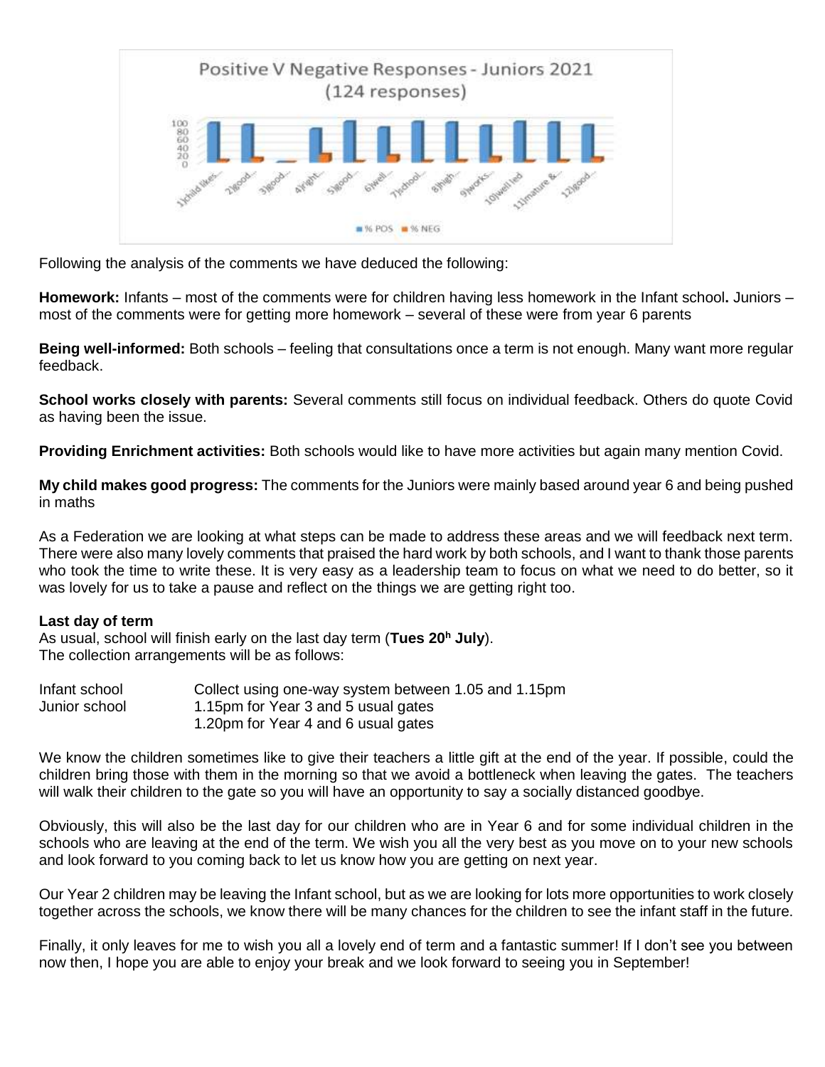Positive V Negative Responses - Juniors 2021
(124 responses)

100
80
60
40
20
0

1)child likes... 2)good... 3)good... 4)right... 5)good... 6)well... 7)school... 8)high... 9)works... 10)well led 11)mature &... 12)good...

% POS % NEG

Following the analysis of the comments we have deduced the following:

**Homework:** Infants – most of the comments were for children having less homework in the Infant school**.** Juniors – most of the comments were for getting more homework – several of these were from year 6 parents

**Being well-informed:** Both schools – feeling that consultations once a term is not enough. Many want more regular feedback.

**School works closely with parents:** Several comments still focus on individual feedback. Others do quote Covid as having been the issue.

**Providing Enrichment activities:** Both schools would like to have more activities but again many mention Covid.

**My child makes good progress:** The comments for the Juniors were mainly based around year 6 and being pushed in maths

As a Federation we are looking at what steps can be made to address these areas and we will feedback next term. There were also many lovely comments that praised the hard work by both schools, and I want to thank those parents who took the time to write these. It is very easy as a leadership team to focus on what we need to do better, so it was lovely for us to take a pause and reflect on the things we are getting right too.

**Last day of term**

As usual, school will finish early on the last day term (**Tues 20h July**).
The collection arrangements will be as follows:

| | |
|---|---|
| Infant school | Collect using one-way system between 1.05 and 1.15pm |
| Junior school | 1.15pm for Year 3 and 5 usual gates |
| | 1.20pm for Year 4 and 6 usual gates |

We know the children sometimes like to give their teachers a little gift at the end of the year. If possible, could the children bring those with them in the morning so that we avoid a bottleneck when leaving the gates. The teachers will walk their children to the gate so you will have an opportunity to say a socially distanced goodbye.

Obviously, this will also be the last day for our children who are in Year 6 and for some individual children in the schools who are leaving at the end of the term. We wish you all the very best as you move on to your new schools and look forward to you coming back to let us know how you are getting on next year.

Our Year 2 children may be leaving the Infant school, but as we are looking for lots more opportunities to work closely together across the schools, we know there will be many chances for the children to see the infant staff in the future.

Finally, it only leaves for me to wish you all a lovely end of term and a fantastic summer! If I don't see you between now then, I hope you are able to enjoy your break and we look forward to seeing you in September!